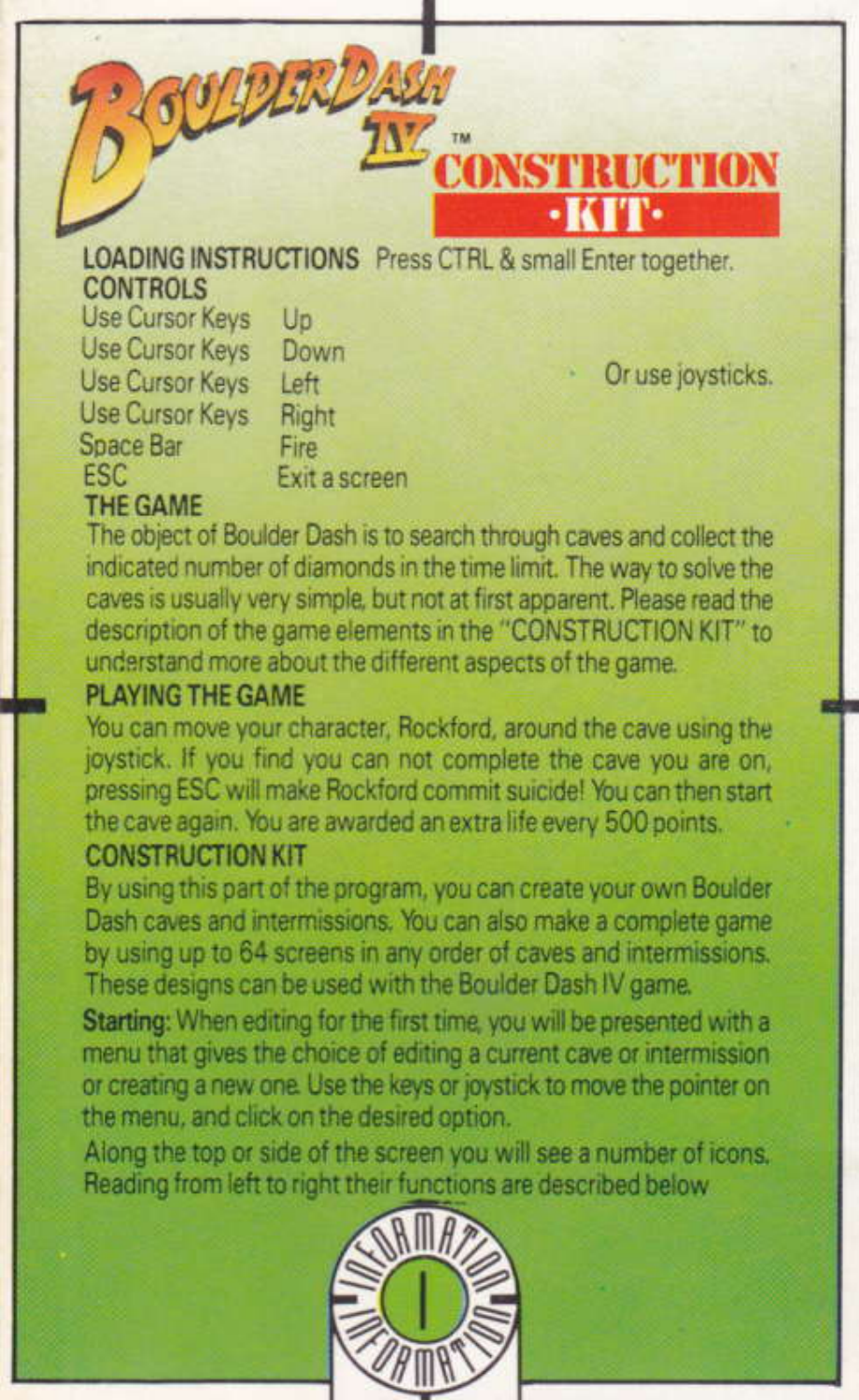# Boulder Dash IV™ Construction Kit

**LOADING INSTRUCTIONS** Press CTRL & small Enter together.

## CONTROLS

| | | |
|---|---|---|
| Use Cursor Keys | Up | |
| Use Cursor Keys | Down | |
| Use Cursor Keys | Left | Or use joysticks. |
| Use Cursor Keys | Right | |
| Space Bar | Fire | |
| ESC | Exit a screen | |

## THE GAME

The object of Boulder Dash is to search through caves and collect the indicated number of diamonds in the time limit. The way to solve the caves is usually very simple, but not at first apparent. Please read the description of the game elements in the "CONSTRUCTION KIT" to understand more about the different aspects of the game.

## PLAYING THE GAME

You can move your character, Rockford, around the cave using the joystick. If you find you can not complete the cave you are on, pressing ESC will make Rockford commit suicide! You can then start the cave again. You are awarded an extra life every 500 points.

## CONSTRUCTION KIT

By using this part of the program, you can create your own Boulder Dash caves and intermissions. You can also make a complete game by using up to 64 screens in any order of caves and intermissions. These designs can be used with the Boulder Dash IV game.

**Starting:** When editing for the first time, you will be presented with a menu that gives the choice of editing a current cave or intermission or creating a new one. Use the keys or joystick to move the pointer on the menu, and click on the desired option.

Along the top or side of the screen you will see a number of icons. Reading from left to right their functions are described below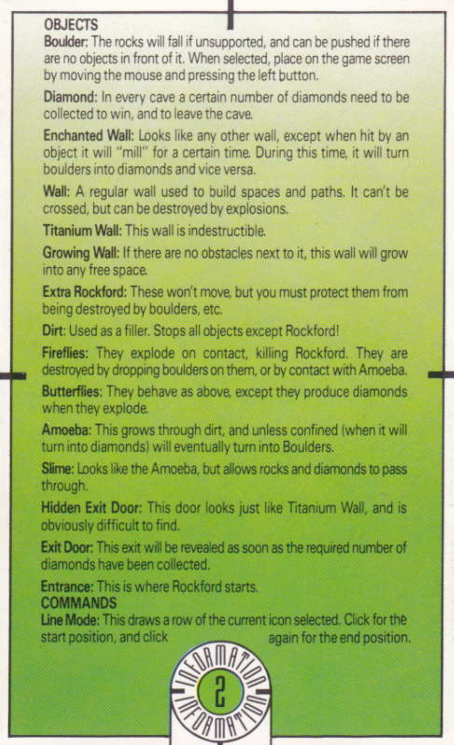## OBJECTS

**Boulder:** The rocks will fall if unsupported, and can be pushed if there are no objects in front of it. When selected, place on the game screen by moving the mouse and pressing the left button.

**Diamond:** In every cave a certain number of diamonds need to be collected to win, and to leave the cave.

**Enchanted Wall:** Looks like any other wall, except when hit by an object it will "mill" for a certain time. During this time, it will turn boulders into diamonds and vice versa.

**Wall:** A regular wall used to build spaces and paths. It can't be crossed, but can be destroyed by explosions.

**Titanium Wall:** This wall is indestructible.

**Growing Wall:** If there are no obstacles next to it, this wall will grow into any free space.

**Extra Rockford:** These won't move, but you must protect them from being destroyed by boulders, etc.

**Dirt:** Used as a filler. Stops all objects except Rockford!

**Fireflies:** They explode on contact, killing Rockford. They are destroyed by dropping boulders on them, or by contact with Amoeba.

**Butterflies:** They behave as above, except they produce diamonds when they explode.

**Amoeba:** This grows through dirt, and unless confined (when it will turn into diamonds) will eventually turn into Boulders.

**Slime:** Looks like the Amoeba, but allows rocks and diamonds to pass through.

**Hidden Exit Door:** This door looks just like Titanium Wall, and is obviously difficult to find.

**Exit Door:** This exit will be revealed as soon as the required number of diamonds have been collected.

**Entrance:** This is where Rockford starts.

## COMMANDS

**Line Mode:** This draws a row of the current icon selected. Click for the start position, and click again for the end position.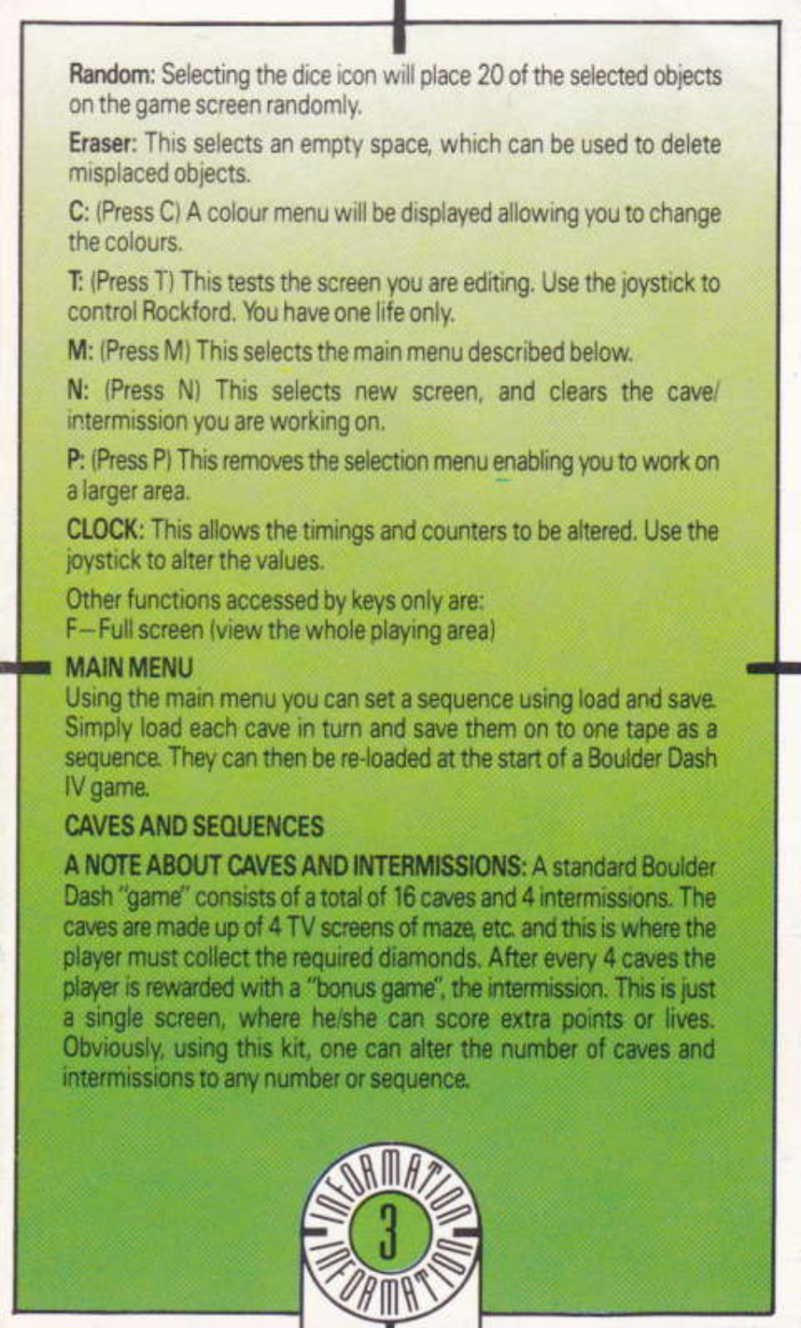**Random:** Selecting the dice icon will place 20 of the selected objects on the game screen randomly.

**Eraser:** This selects an empty space, which can be used to delete misplaced objects.

**C:** (Press C) A colour menu will be displayed allowing you to change the colours.

**T:** (Press T) This tests the screen you are editing. Use the joystick to control Rockford. You have one life only.

**M:** (Press M) This selects the main menu described below.

**N:** (Press N) This selects new screen, and clears the cave/intermission you are working on.

**P:** (Press P) This removes the selection menu enabling you to work on a larger area.

**CLOCK:** This allows the timings and counters to be altered. Use the joystick to alter the values.

Other functions accessed by keys only are:
F—Full screen (view the whole playing area)

## MAIN MENU

Using the main menu you can set a sequence using load and save. Simply load each cave in turn and save them on to one tape as a sequence. They can then be re-loaded at the start of a Boulder Dash IV game.

## CAVES AND SEQUENCES

**A NOTE ABOUT CAVES AND INTERMISSIONS:** A standard Boulder Dash "game" consists of a total of 16 caves and 4 intermissions. The caves are made up of 4 TV screens of maze, etc. and this is where the player must collect the required diamonds. After every 4 caves the player is rewarded with a "bonus game", the intermission. This is just a single screen, where he/she can score extra points or lives. Obviously, using this kit, one can alter the number of caves and intermissions to any number or sequence.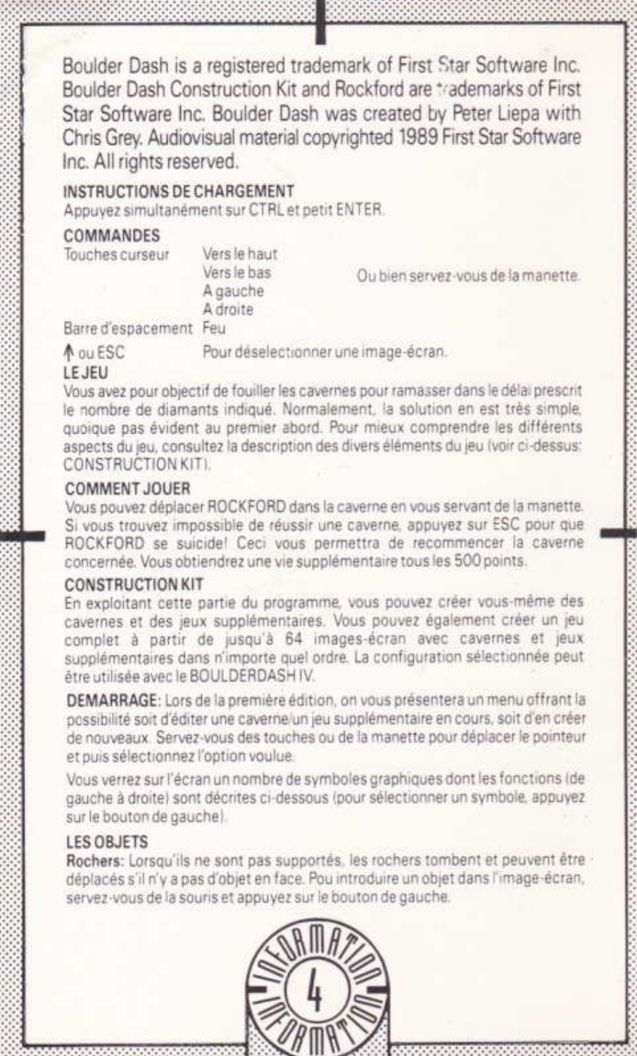Boulder Dash is a registered trademark of First Star Software Inc. Boulder Dash Construction Kit and Rockford are trademarks of First Star Software Inc. Boulder Dash was created by Peter Liepa with Chris Grey. Audiovisual material copyrighted 1989 First Star Software Inc. All rights reserved.

### INSTRUCTIONS DE CHARGEMENT

Appuyez simultanément sur CTRL et petit ENTER.

### COMMANDES

| | | |
|---|---|---|
| Touches curseur | Vers le haut | |
| | Vers le bas | Ou bien servez-vous de la manette. |
| | A gauche | |
| | A droite | |
| Barre d'espacement | Feu | |
| ↑ ou ESC | Pour déselectionner une image-écran. | |

### LE JEU

Vous avez pour objectif de fouiller les cavernes pour ramasser dans le délai prescrit le nombre de diamants indiqué. Normalement, la solution en est très simple, quoique pas évident au premier abord. Pour mieux comprendre les différents aspects du jeu, consultez la description des divers éléments du jeu (voir ci-dessus: CONSTRUCTION KIT).

### COMMENT JOUER

Vous pouvez déplacer ROCKFORD dans la caverne en vous servant de la manette. Si vous trouvez impossible de réussir une caverne, appuyez sur ESC pour que ROCKFORD se suicide! Ceci vous permettra de recommencer la caverne concernée. Vous obtiendrez une vie supplémentaire tous les 500 points.

### CONSTRUCTION KIT

En exploitant cette partie du programme, vous pouvez créer vous-même des cavernes et des jeux supplémentaires. Vous pouvez également créer un jeu complet à partir de jusqu'à 64 images-écran avec cavernes et jeux supplémentaires dans n'importe quel ordre. La configuration sélectionnée peut être utilisée avec le BOULDERDASH IV.

**DEMARRAGE**: Lors de la première édition, on vous présentera un menu offrant la possibilité soit d'éditer une caverne/un jeu supplémentaire en cours, soit d'en créer de nouveaux. Servez-vous des touches ou de la manette pour déplacer le pointeur et puis sélectionnez l'option voulue.

Vous verrez sur l'écran un nombre de symboles graphiques dont les fonctions (de gauche à droite) sont décrites ci-dessous (pour sélectionner un symbole, appuyez sur le bouton de gauche).

### LES OBJETS

**Rochers:** Lorsqu'ils ne sont pas supportés, les rochers tombent et peuvent être déplacés s'il n'y a pas d'objet en face. Pou introduire un objet dans l'image-écran, servez-vous de la souris et appuyez sur le bouton de gauche.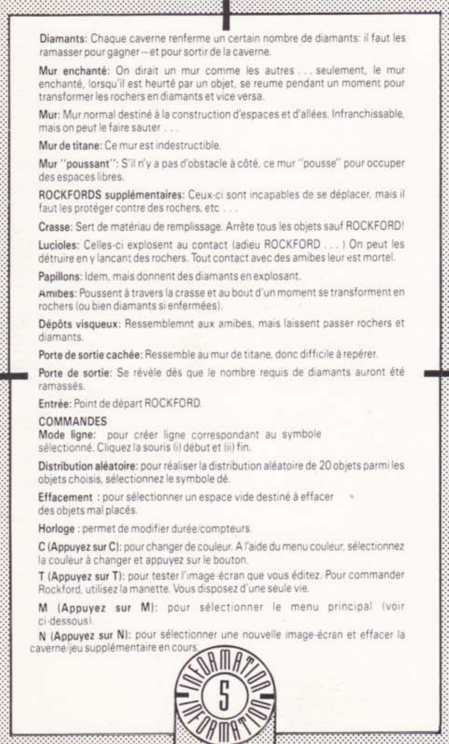**Diamants:** Chaque caverne renferme un certain nombre de diamants: il faut les ramasser pour gagner – et pour sortir de la caverne.

**Mur enchanté:** On dirait un mur comme les autres . . . seulement, le mur enchanté, lorsqu'il est heurté par un objet, se reume pendant un moment pour transformer les rochers en diamants et vice versa.

**Mur:** Mur normal destiné à la construction d'espaces et d'allées. Infranchissable, mais on peut le faire sauter . . . .

**Mur de titane:** Ce mur est indestructible.

**Mur "poussant":** S'il n'y a pas d'obstacle à côté, ce mur "pousse" pour occuper des espaces libres.

**ROCKFORDS supplémentaires:** Ceux-ci sont incapables de se déplacer, mais il faut les protéger contre des rochers, etc . . .

**Crasse:** Sert de matériau de remplissage. Arrête tous les objets sauf ROCKFORD!

**Lucioles:** Celles-ci explosent au contact (adieu ROCKFORD . . . ) On peut les détruire en y lancant des rochers. Tout contact avec des amibes leur est mortel.

**Papillons:** Idem, mais donnent des diamants en explosant.

**Amibes:** Poussent à travers la crasse et au bout d'un moment se transforment en rochers (ou bien diamants si enfermées).

**Dépôts visqueux:** Ressemblemnt aux amibes, mais laissent passer rochers et diamants.

**Porte de sortie cachée:** Ressemble au mur de titane, donc difficile à repérer.

**Porte de sortie:** Se révèle dès que le nombre requis de diamants auront été ramassés.

**Entrée:** Point de départ ROCKFORD.

## COMMANDES

**Mode ligne:** pour créer ligne correspondant au symbole sélectionné. Cliquez la souris (i) début et (ii) fin.

**Distribution aléatoire:** pour réaliser la distribution aléatoire de 20 objets parmi les objets choisis, sélectionnez le symbole dé.

**Effacement** : pour sélectionner un espace vide destiné à effacer des objets mal placés.

**Horloge** : permet de modifier durée/compteurs.

**C (Appuyez sur C):** pour changer de couleur. A l'aide du menu couleur, sélectionnez la couleur à changer et appuyez sur le bouton.

**T (Appuyez sur T):** pour tester l'image-écran que vous éditez. Pour commander Rockford, utilisez la manette. Vous disposez d'une seule vie.

**M (Appuyez sur M):** pour sélectionner le menu principal (voir ci-dessous).

**N (Appuyez sur N):** pour sélectionner une nouvelle image-écran et effacer la caverne/jeu supplémentaire en cours.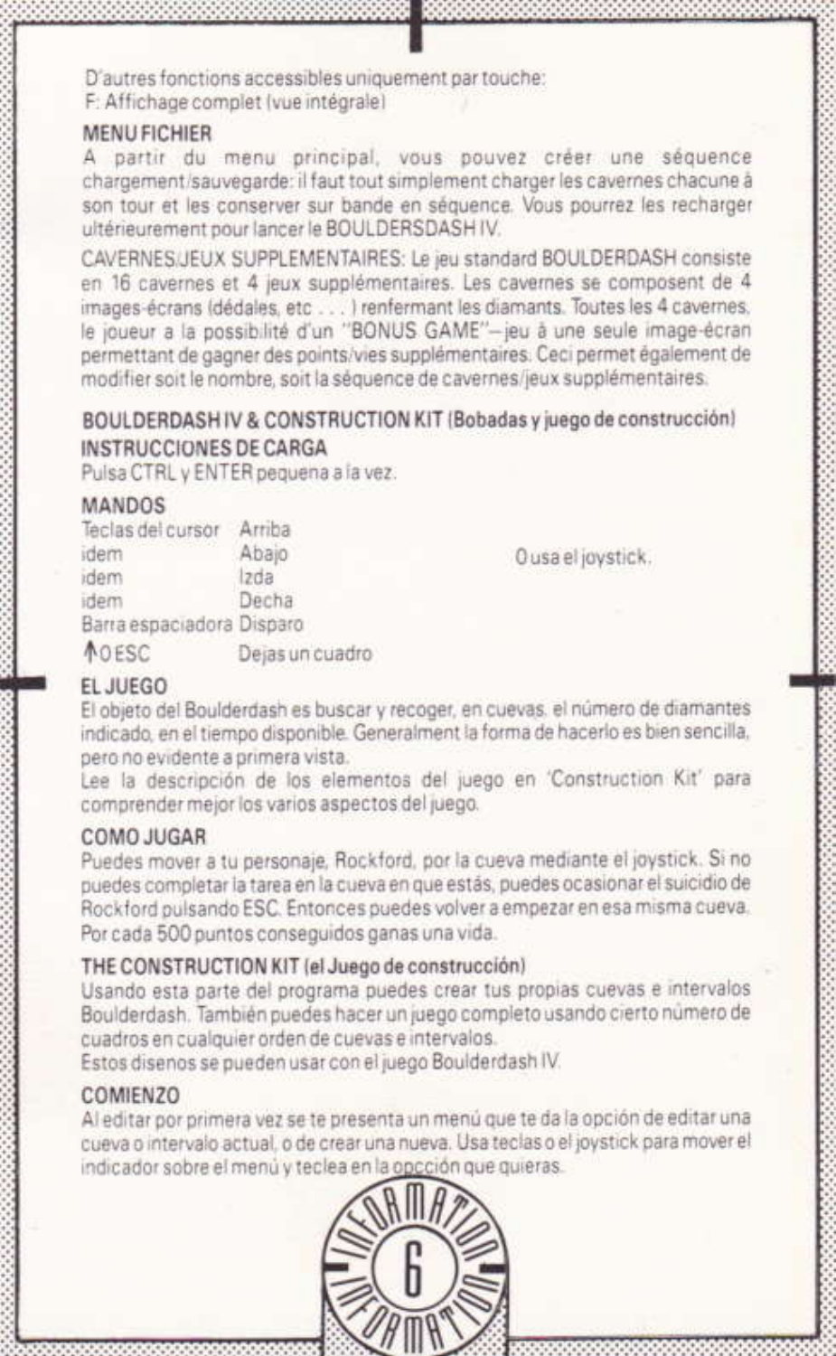D'autres fonctions accessibles uniquement par touche:
F: Affichage complet (vue intégrale)

### MENU FICHIER

A partir du menu principal, vous pouvez créer une séquence chargement/sauvegarde: il faut tout simplement charger les cavernes chacune à son tour et les conserver sur bande en séquence. Vous pourrez les recharger ultérieurement pour lancer le BOULDERSDASH IV.

CAVERNES/JEUX SUPPLEMENTAIRES: Le jeu standard BOULDERDASH consiste en 16 cavernes et 4 jeux supplémentaires. Les cavernes se composent de 4 images-écrans (dédales, etc . . . ) renfermant les diamants. Toutes les 4 cavernes, le joueur a la possibilité d'un "BONUS GAME"—jeu à une seule image-écran permettant de gagner des points/vies supplémentaires. Ceci permet également de modifier soit le nombre, soit la séquence de cavernes/jeux supplémentaires.

## BOULDERDASH IV & CONSTRUCTION KIT (Bobadas y juego de construcción)

### INSTRUCCIONES DE CARGA

Pulsa CTRL y ENTER pequena a la vez.

### MANDOS

| | | |
|---|---|---|
| Teclas del cursor | Arriba | |
| idem | Abajo | O usa el joystick. |
| idem | Izda | |
| idem | Decha | |
| Barra espaciadora | Disparo | |
| ↑ O ESC | Dejas un cuadro | |

### EL JUEGO

El objeto del Boulderdash es buscar y recoger, en cuevas, el número de diamantes indicado, en el tiempo disponible. Generalment la forma de hacerlo es bien sencilla, pero no evidente a primera vista.
Lee la descripción de los elementos del juego en 'Construction Kit' para comprender mejor los varios aspectos del juego.

### COMO JUGAR

Puedes mover a tu personaje, Rockford, por la cueva mediante el joystick. Si no puedes completar la tarea en la cueva en que estás, puedes ocasionar el suicidio de Rockford pulsando ESC. Entonces puedes volver a empezar en esa misma cueva. Por cada 500 puntos conseguidos ganas una vida.

### THE CONSTRUCTION KIT (el Juego de construcción)

Usando esta parte del programa puedes crear tus propias cuevas e intervalos Boulderdash. También puedes hacer un juego completo usando cierto número de cuadros en cualquier orden de cuevas e intervalos.
Estos disenos se pueden usar con el juego Boulderdash IV.

### COMIENZO

Al editar por primera vez se te presenta un menú que te da la opción de editar una cueva o intervalo actual, o de crear una nueva. Usa teclas o el joystick para mover el indicador sobre el menú y teclea en la opcción que quieras.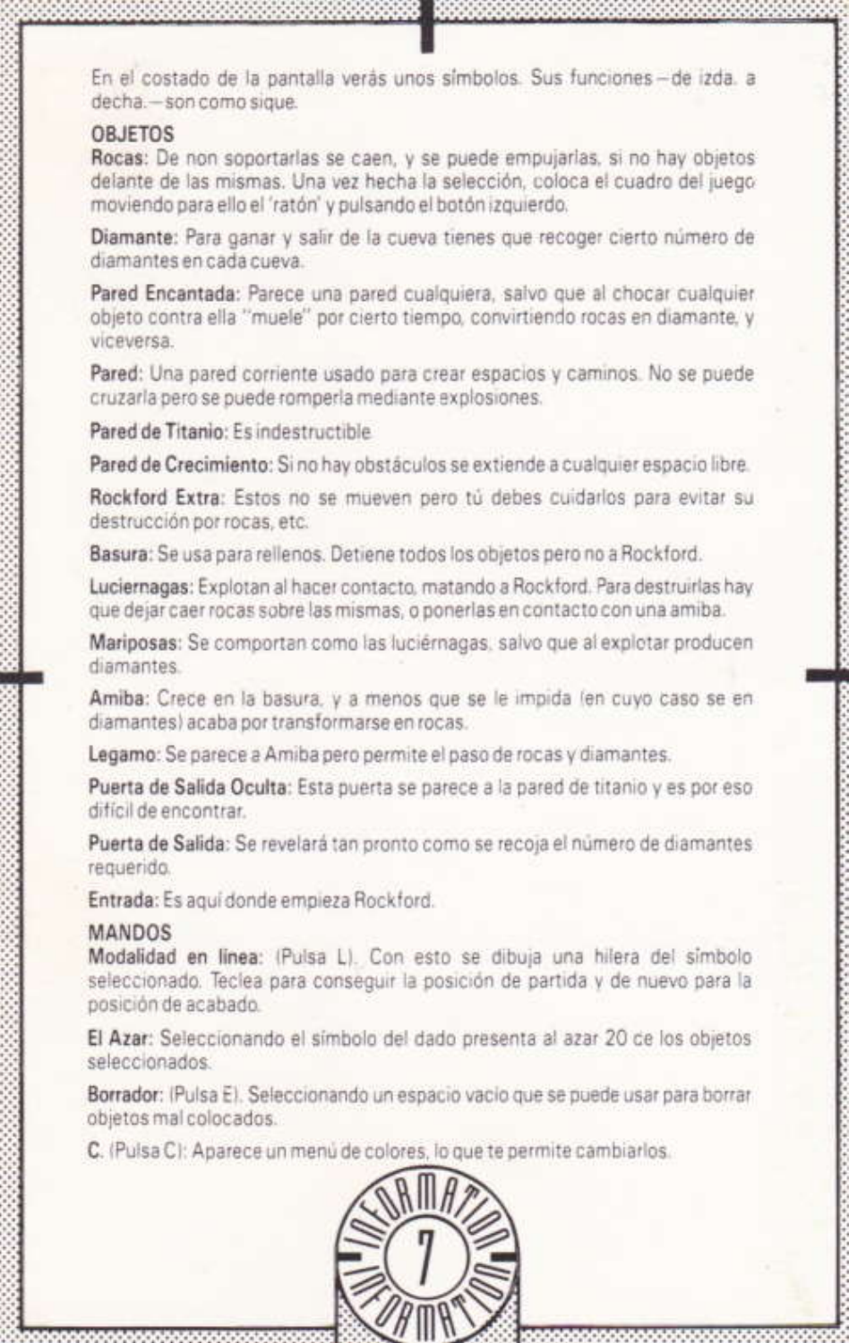En el costado de la pantalla verás unos símbolos. Sus funciones – de izda. a decha. – son como sique.

## OBJETOS

**Rocas:** De non soportarlas se caen, y se puede empujarlas, si no hay objetos delante de las mismas. Una vez hecha la selección, coloca el cuadro del juego moviendo para ello el 'ratón' y pulsando el botón izquierdo.

**Diamante:** Para ganar y salir de la cueva tienes que recoger cierto número de diamantes en cada cueva.

**Pared Encantada:** Parece una pared cualquiera, salvo que al chocar cualquier objeto contra ella "muele" por cierto tiempo, convirtiendo rocas en diamante, y viceversa.

**Pared:** Una pared corriente usado para crear espacios y caminos. No se puede cruzarla pero se puede romperla mediante explosiones.

**Pared de Titanio:** Es indestructible.

**Pared de Crecimiento:** Si no hay obstáculos se extiende a cualquier espacio libre.

**Rockford Extra:** Estos no se mueven pero tú debes cuidarlos para evitar su destrucción por rocas, etc.

**Basura:** Se usa para rellenos. Detiene todos los objetos pero no a Rockford.

**Luciernagas:** Explotan al hacer contacto, matando a Rockford. Para destruirlas hay que dejar caer rocas sobre las mismas, o ponerlas en contacto con una amiba.

**Mariposas:** Se comportan como las luciérnagas, salvo que al explotar producen diamantes.

**Amiba:** Crece en la basura, y a menos que se le impida (en cuyo caso se en diamantes) acaba por transformarse en rocas.

**Legamo:** Se parece a Amiba pero permite el paso de rocas y diamantes.

**Puerta de Salida Oculta:** Esta puerta se parece a la pared de titanio y es por eso difícil de encontrar.

**Puerta de Salida:** Se revelará tan pronto como se recoja el número de diamantes requerido.

**Entrada:** Es aquí donde empieza Rockford.

## MANDOS

**Modalidad en línea:** (Pulsa L). Con esto se dibuja una hilera del símbolo seleccionado. Teclea para conseguir la posición de partida y de nuevo para la posición de acabado.

**El Azar:** Seleccionando el símbolo del dado presenta al azar 20 ce los objetos seleccionados.

**Borrador:** (Pulsa E). Seleccionando un espacio vacío que se puede usar para borrar objetos mal colocados.

**C.** (Pulsa C): Aparece un menú de colores, lo que te permite cambiarlos.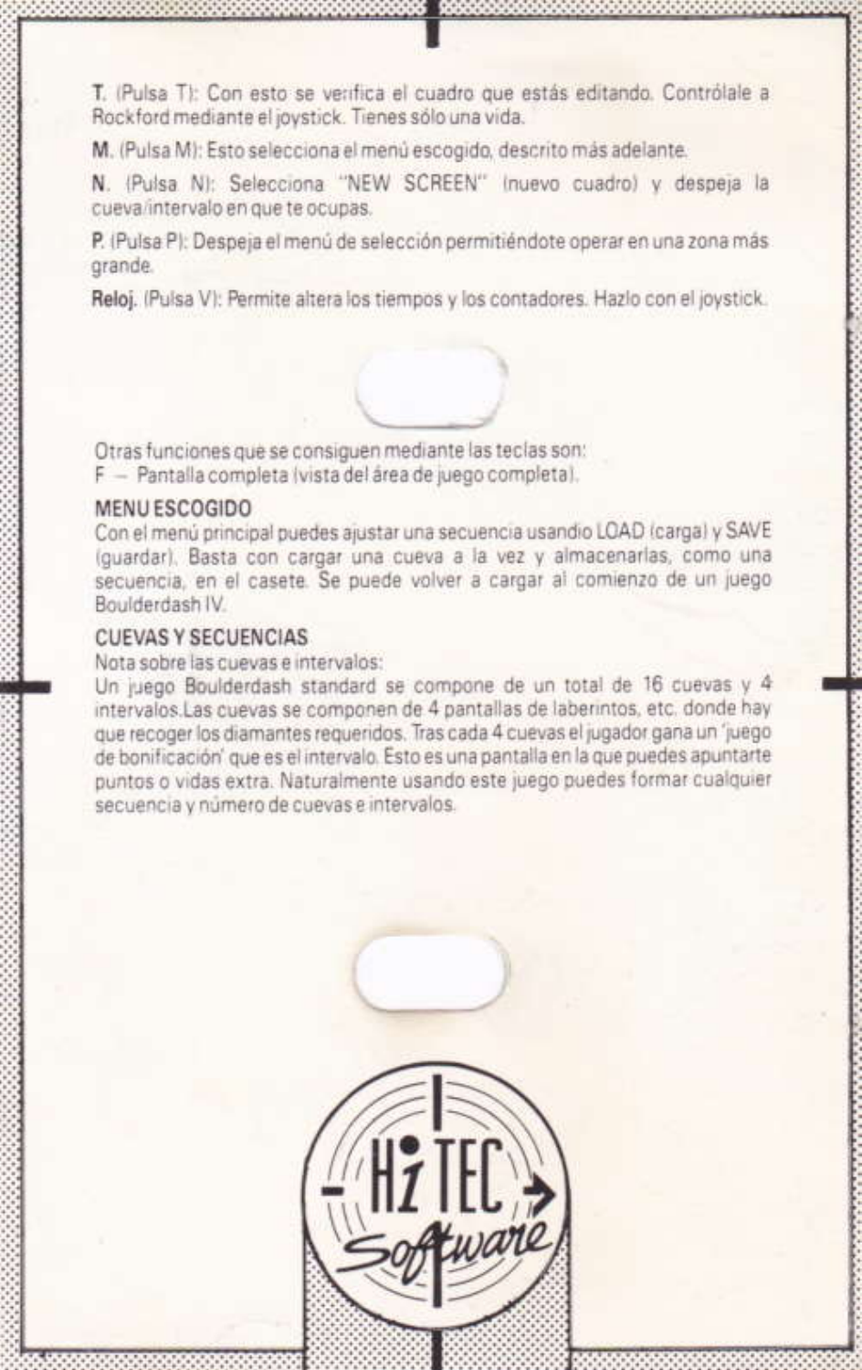**T.** (Pulsa T): Con esto se verifica el cuadro que estás editando. Contrólale a Rockford mediante el joystick. Tienes sólo una vida.

**M.** (Pulsa M): Esto selecciona el menú escogido, descrito más adelante.

**N.** (Pulsa N): Selecciona "NEW SCREEN" (nuevo cuadro) y despeja la cueva/intervalo en que te ocupas.

**P.** (Pulsa P): Despeja el menú de selección permitiéndote operar en una zona más grande.

**Reloj.** (Pulsa V): Permite altera los tiempos y los contadores. Hazlo con el joystick.

Otras funciones que se consiguen mediante las teclas son:
F – Pantalla completa (vista del área de juego completa).

### MENU ESCOGIDO

Con el menú principal puedes ajustar una secuencia usandio LOAD (carga) y SAVE (guardar). Basta con cargar una cueva a la vez y almacenarlas, como una secuencia, en el casete. Se puede volver a cargar al comienzo de un juego Boulderdash IV.

### CUEVAS Y SECUENCIAS

Nota sobre las cuevas e intervalos:
Un juego Boulderdash standard se compone de un total de 16 cuevas y 4 intervalos.Las cuevas se componen de 4 pantallas de laberintos, etc. donde hay que recoger los diamantes requeridos. Tras cada 4 cuevas el jugador gana un 'juego de bonificación' que es el intervalo. Esto es una pantalla en la que puedes apuntarte puntos o vidas extra. Naturalmente usando este juego puedes formar cualquier secuencia y número de cuevas e intervalos.

HiTEC Software